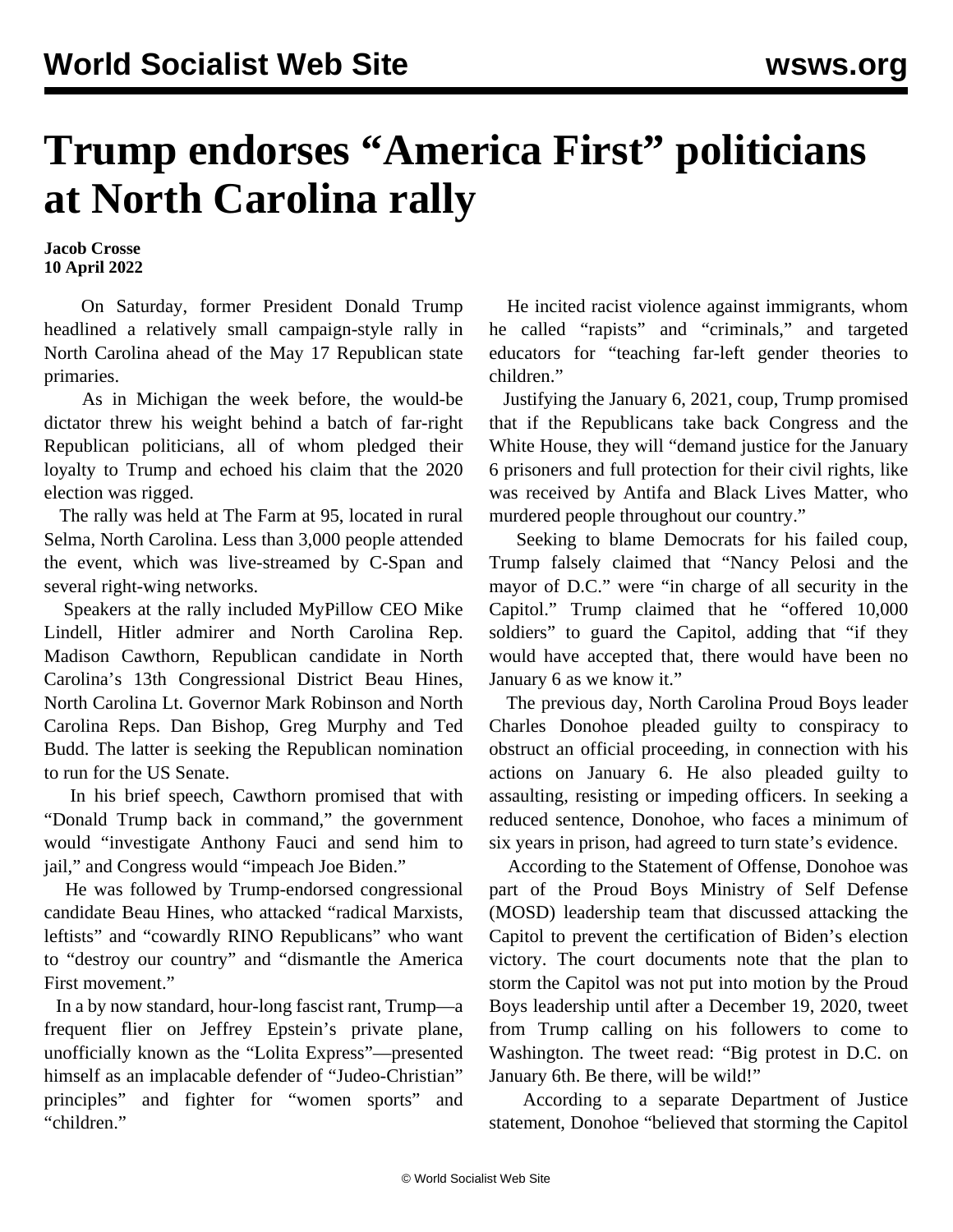# Trump endorses "America First" politicians at North Carolina rally

**Jacob Crosse**
**10 April 2022**

On Saturday, former President Donald Trump headlined a relatively small campaign-style rally in North Carolina ahead of the May 17 Republican state primaries.

As in Michigan the week before, the would-be dictator threw his weight behind a batch of far-right Republican politicians, all of whom pledged their loyalty to Trump and echoed his claim that the 2020 election was rigged.

The rally was held at The Farm at 95, located in rural Selma, North Carolina. Less than 3,000 people attended the event, which was live-streamed by C-Span and several right-wing networks.

Speakers at the rally included MyPillow CEO Mike Lindell, Hitler admirer and North Carolina Rep. Madison Cawthorn, Republican candidate in North Carolina's 13th Congressional District Beau Hines, North Carolina Lt. Governor Mark Robinson and North Carolina Reps. Dan Bishop, Greg Murphy and Ted Budd. The latter is seeking the Republican nomination to run for the US Senate.

In his brief speech, Cawthorn promised that with "Donald Trump back in command," the government would "investigate Anthony Fauci and send him to jail," and Congress would "impeach Joe Biden."

He was followed by Trump-endorsed congressional candidate Beau Hines, who attacked "radical Marxists, leftists" and "cowardly RINO Republicans" who want to "destroy our country" and "dismantle the America First movement."

In a by now standard, hour-long fascist rant, Trump—a frequent flier on Jeffrey Epstein's private plane, unofficially known as the "Lolita Express"—presented himself as an implacable defender of "Judeo-Christian" principles" and fighter for "women sports" and "children."

He incited racist violence against immigrants, whom he called "rapists" and "criminals," and targeted educators for "teaching far-left gender theories to children."

Justifying the January 6, 2021, coup, Trump promised that if the Republicans take back Congress and the White House, they will "demand justice for the January 6 prisoners and full protection for their civil rights, like was received by Antifa and Black Lives Matter, who murdered people throughout our country."

Seeking to blame Democrats for his failed coup, Trump falsely claimed that "Nancy Pelosi and the mayor of D.C." were "in charge of all security in the Capitol." Trump claimed that he "offered 10,000 soldiers" to guard the Capitol, adding that "if they would have accepted that, there would have been no January 6 as we know it."

The previous day, North Carolina Proud Boys leader Charles Donohoe pleaded guilty to conspiracy to obstruct an official proceeding, in connection with his actions on January 6. He also pleaded guilty to assaulting, resisting or impeding officers. In seeking a reduced sentence, Donohoe, who faces a minimum of six years in prison, had agreed to turn state's evidence.

According to the Statement of Offense, Donohoe was part of the Proud Boys Ministry of Self Defense (MOSD) leadership team that discussed attacking the Capitol to prevent the certification of Biden's election victory. The court documents note that the plan to storm the Capitol was not put into motion by the Proud Boys leadership until after a December 19, 2020, tweet from Trump calling on his followers to come to Washington. The tweet read: "Big protest in D.C. on January 6th. Be there, will be wild!"

According to a separate Department of Justice statement, Donohoe "believed that storming the Capitol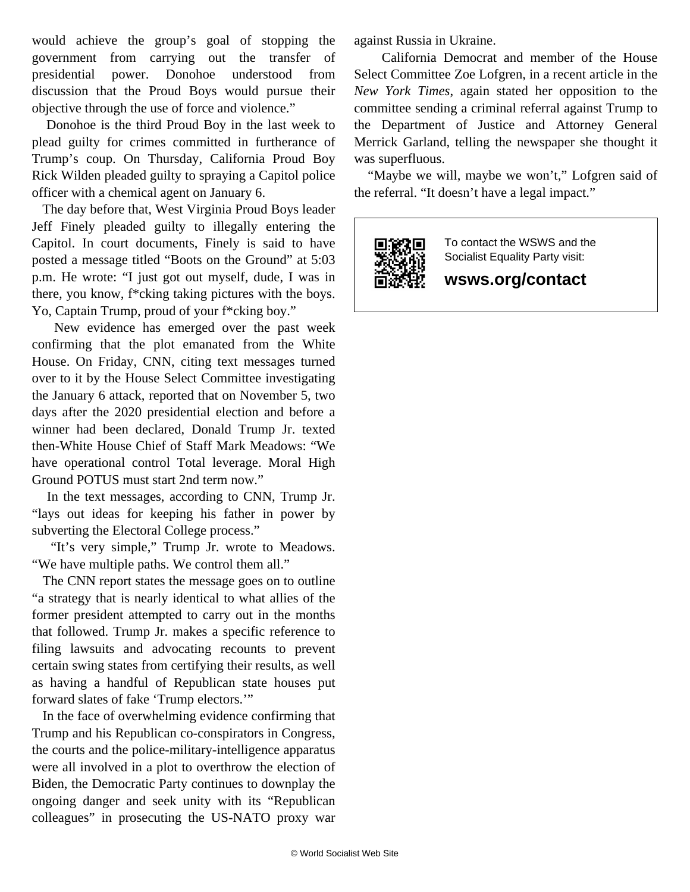would achieve the group's goal of stopping the government from carrying out the transfer of presidential power. Donohoe understood from discussion that the Proud Boys would pursue their objective through the use of force and violence."

Donohoe is the third Proud Boy in the last week to plead guilty for crimes committed in furtherance of Trump's coup. On Thursday, California Proud Boy Rick Wilden pleaded guilty to spraying a Capitol police officer with a chemical agent on January 6.

The day before that, West Virginia Proud Boys leader Jeff Finely pleaded guilty to illegally entering the Capitol. In court documents, Finely is said to have posted a message titled "Boots on the Ground" at 5:03 p.m. He wrote: "I just got out myself, dude, I was in there, you know, f*cking taking pictures with the boys. Yo, Captain Trump, proud of your f*cking boy."

New evidence has emerged over the past week confirming that the plot emanated from the White House. On Friday, CNN, citing text messages turned over to it by the House Select Committee investigating the January 6 attack, reported that on November 5, two days after the 2020 presidential election and before a winner had been declared, Donald Trump Jr. texted then-White House Chief of Staff Mark Meadows: "We have operational control Total leverage. Moral High Ground POTUS must start 2nd term now."

In the text messages, according to CNN, Trump Jr. "lays out ideas for keeping his father in power by subverting the Electoral College process."

"It's very simple," Trump Jr. wrote to Meadows. "We have multiple paths. We control them all."

The CNN report states the message goes on to outline "a strategy that is nearly identical to what allies of the former president attempted to carry out in the months that followed. Trump Jr. makes a specific reference to filing lawsuits and advocating recounts to prevent certain swing states from certifying their results, as well as having a handful of Republican state houses put forward slates of fake 'Trump electors.'"

In the face of overwhelming evidence confirming that Trump and his Republican co-conspirators in Congress, the courts and the police-military-intelligence apparatus were all involved in a plot to overthrow the election of Biden, the Democratic Party continues to downplay the ongoing danger and seek unity with its "Republican colleagues" in prosecuting the US-NATO proxy war against Russia in Ukraine.

California Democrat and member of the House Select Committee Zoe Lofgren, in a recent article in the *New York Times*, again stated her opposition to the committee sending a criminal referral against Trump to the Department of Justice and Attorney General Merrick Garland, telling the newspaper she thought it was superfluous.

"Maybe we will, maybe we won't," Lofgren said of the referral. "It doesn't have a legal impact."

To contact the WSWS and the Socialist Equality Party visit:

**wsws.org/contact**